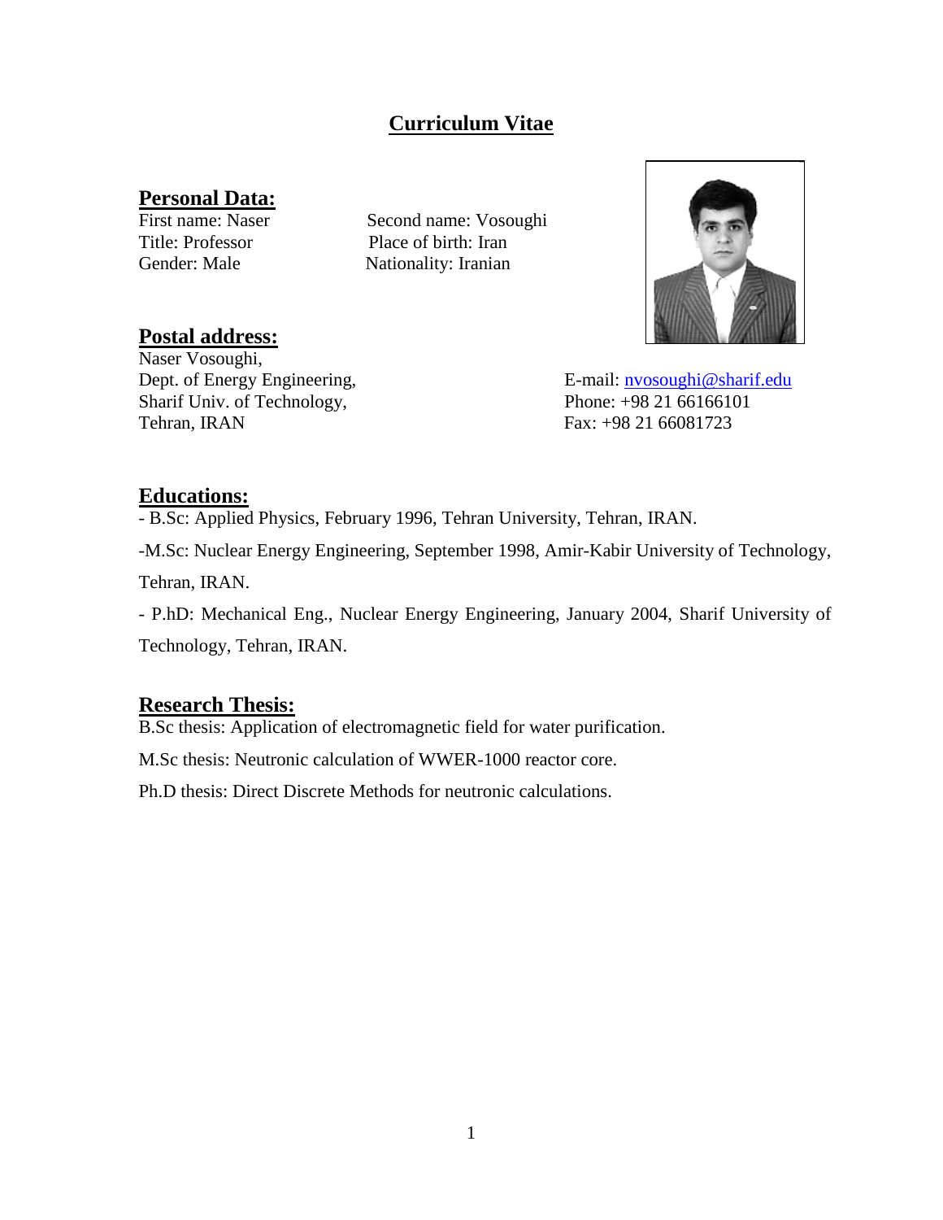# Curriculum Vitae

## Personal Data:

First name: Naser
Second name: Vosoughi
Title: Professor
Place of birth: Iran
Gender: Male
Nationality: Iranian

## Postal address:

Naser Vosoughi,
Dept. of Energy Engineering,
Sharif Univ. of Technology,
Tehran, IRAN

E-mail: nvosoughi@sharif.edu
Phone: +98 21 66166101
Fax: +98 21 66081723

## Educations:

- B.Sc: Applied Physics, February 1996, Tehran University, Tehran, IRAN.
- M.Sc: Nuclear Energy Engineering, September 1998, Amir-Kabir University of Technology, Tehran, IRAN.
- P.hD: Mechanical Eng., Nuclear Energy Engineering, January 2004, Sharif University of Technology, Tehran, IRAN.

## Research Thesis:

B.Sc thesis: Application of electromagnetic field for water purification.

M.Sc thesis: Neutronic calculation of WWER-1000 reactor core.

Ph.D thesis: Direct Discrete Methods for neutronic calculations.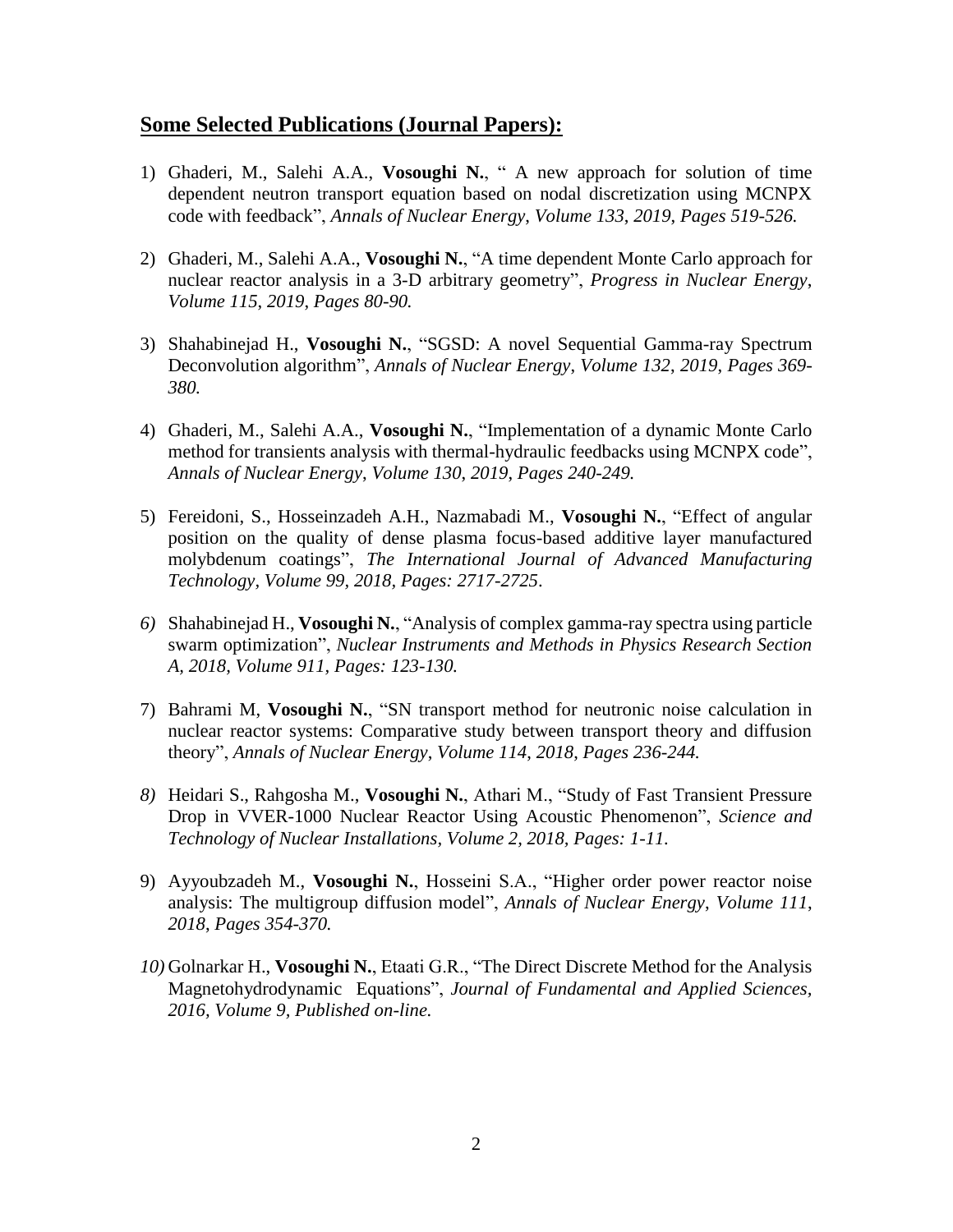## Some Selected Publications (Journal Papers):

1) Ghaderi, M., Salehi A.A., **Vosoughi N.**, " A new approach for solution of time dependent neutron transport equation based on nodal discretization using MCNPX code with feedback", *Annals of Nuclear Energy, Volume 133, 2019, Pages 519-526.*

2) Ghaderi, M., Salehi A.A., **Vosoughi N.**, "A time dependent Monte Carlo approach for nuclear reactor analysis in a 3-D arbitrary geometry", *Progress in Nuclear Energy, Volume 115, 2019, Pages 80-90.*

3) Shahabinejad H., **Vosoughi N.**, "SGSD: A novel Sequential Gamma-ray Spectrum Deconvolution algorithm", *Annals of Nuclear Energy, Volume 132, 2019, Pages 369-380.*

4) Ghaderi, M., Salehi A.A., **Vosoughi N.**, "Implementation of a dynamic Monte Carlo method for transients analysis with thermal-hydraulic feedbacks using MCNPX code", *Annals of Nuclear Energy, Volume 130, 2019, Pages 240-249.*

5) Fereidoni, S., Hosseinzadeh A.H., Nazmabadi M., **Vosoughi N.**, "Effect of angular position on the quality of dense plasma focus-based additive layer manufactured molybdenum coatings", *The International Journal of Advanced Manufacturing Technology, Volume 99, 2018, Pages: 2717-2725.*

6) Shahabinejad H., **Vosoughi N.**, "Analysis of complex gamma-ray spectra using particle swarm optimization", *Nuclear Instruments and Methods in Physics Research Section A, 2018, Volume 911, Pages: 123-130.*

7) Bahrami M, **Vosoughi N.**, "SN transport method for neutronic noise calculation in nuclear reactor systems: Comparative study between transport theory and diffusion theory", *Annals of Nuclear Energy, Volume 114, 2018, Pages 236-244.*

8) Heidari S., Rahgosha M., **Vosoughi N.**, Athari M., "Study of Fast Transient Pressure Drop in VVER-1000 Nuclear Reactor Using Acoustic Phenomenon", *Science and Technology of Nuclear Installations, Volume 2, 2018, Pages: 1-11.*

9) Ayyoubzadeh M., **Vosoughi N.**, Hosseini S.A., "Higher order power reactor noise analysis: The multigroup diffusion model", *Annals of Nuclear Energy, Volume 111, 2018, Pages 354-370.*

10) Golnarkar H., **Vosoughi N.**, Etaati G.R., "The Direct Discrete Method for the Analysis Magnetohydrodynamic Equations", *Journal of Fundamental and Applied Sciences, 2016, Volume 9, Published on-line.*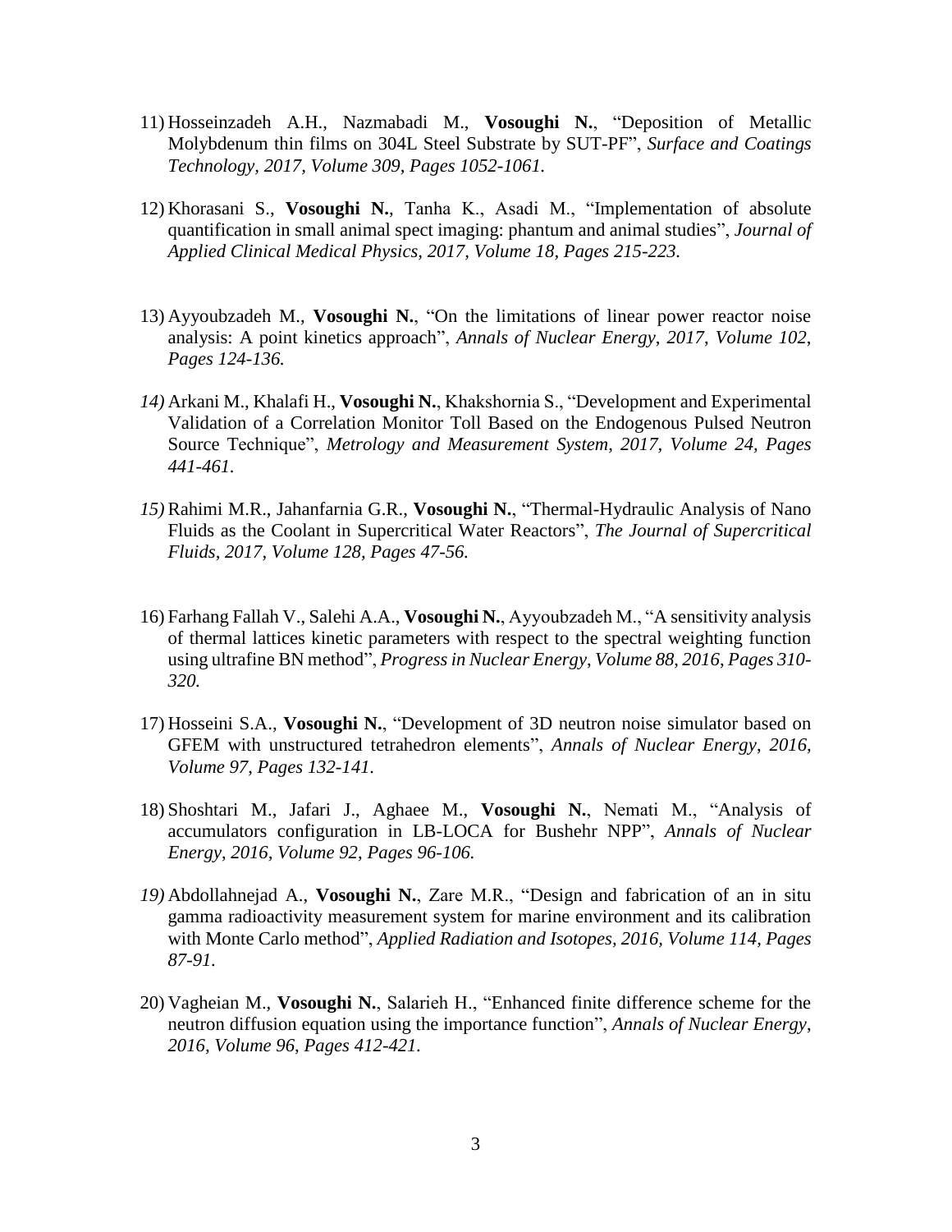11) Hosseinzadeh A.H., Nazmabadi M., **Vosoughi N.**, “Deposition of Metallic Molybdenum thin films on 304L Steel Substrate by SUT-PF”, *Surface and Coatings Technology, 2017, Volume 309, Pages 1052-1061.*

12) Khorasani S., **Vosoughi N.**, Tanha K., Asadi M., “Implementation of absolute quantification in small animal spect imaging: phantum and animal studies”, *Journal of Applied Clinical Medical Physics, 2017, Volume 18, Pages 215-223.*

13) Ayyoubzadeh M., **Vosoughi N.**, “On the limitations of linear power reactor noise analysis: A point kinetics approach”, *Annals of Nuclear Energy, 2017, Volume 102, Pages 124-136.*

14) Arkani M., Khalafi H., **Vosoughi N.**, Khakshornia S., “Development and Experimental Validation of a Correlation Monitor Toll Based on the Endogenous Pulsed Neutron Source Technique”, *Metrology and Measurement System, 2017, Volume 24, Pages 441-461.*

15) Rahimi M.R., Jahanfarnia G.R., **Vosoughi N.**, “Thermal-Hydraulic Analysis of Nano Fluids as the Coolant in Supercritical Water Reactors”, *The Journal of Supercritical Fluids, 2017, Volume 128, Pages 47-56.*

16) Farhang Fallah V., Salehi A.A., **Vosoughi N.**, Ayyoubzadeh M., “A sensitivity analysis of thermal lattices kinetic parameters with respect to the spectral weighting function using ultrafine BN method”, *Progress in Nuclear Energy, Volume 88, 2016, Pages 310-320.*

17) Hosseini S.A., **Vosoughi N.**, “Development of 3D neutron noise simulator based on GFEM with unstructured tetrahedron elements”, *Annals of Nuclear Energy, 2016, Volume 97, Pages 132-141.*

18) Shoshtari M., Jafari J., Aghaee M., **Vosoughi N.**, Nemati M., “Analysis of accumulators configuration in LB-LOCA for Bushehr NPP”, *Annals of Nuclear Energy, 2016, Volume 92, Pages 96-106.*

19) Abdollahnejad A., **Vosoughi N.**, Zare M.R., “Design and fabrication of an in situ gamma radioactivity measurement system for marine environment and its calibration with Monte Carlo method”, *Applied Radiation and Isotopes, 2016, Volume 114, Pages 87-91.*

20) Vagheian M., **Vosoughi N.**, Salarieh H., “Enhanced finite difference scheme for the neutron diffusion equation using the importance function”, *Annals of Nuclear Energy, 2016, Volume 96, Pages 412-421.*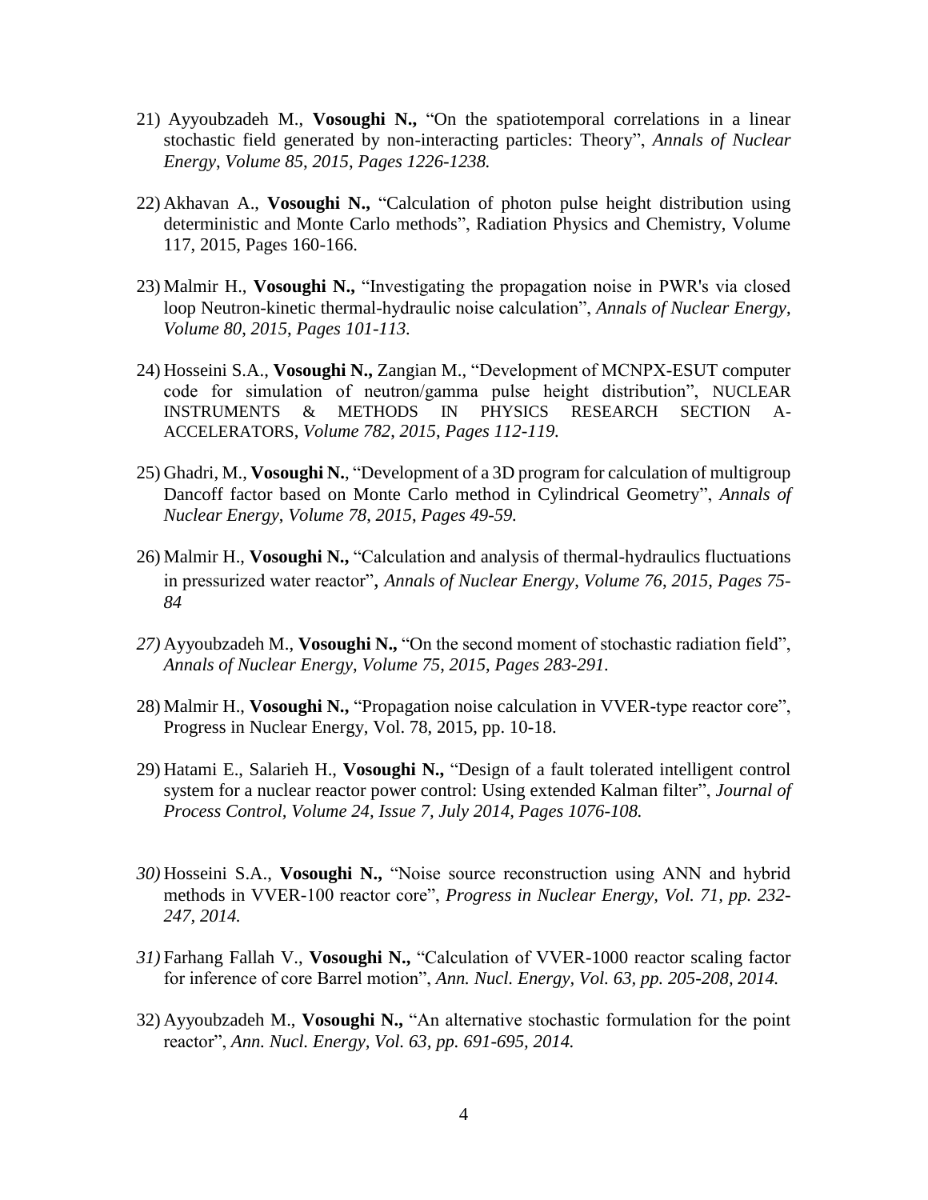21) Ayyoubzadeh M., **Vosoughi N.,** "On the spatiotemporal correlations in a linear stochastic field generated by non-interacting particles: Theory", *Annals of Nuclear Energy, Volume 85, 2015, Pages 1226-1238.*

22) Akhavan A., **Vosoughi N.,** "Calculation of photon pulse height distribution using deterministic and Monte Carlo methods", Radiation Physics and Chemistry, Volume 117, 2015, Pages 160-166.

23) Malmir H., **Vosoughi N.,** "Investigating the propagation noise in PWR's via closed loop Neutron-kinetic thermal-hydraulic noise calculation", *Annals of Nuclear Energy, Volume 80, 2015, Pages 101-113.*

24) Hosseini S.A., **Vosoughi N.,** Zangian M., "Development of MCNPX-ESUT computer code for simulation of neutron/gamma pulse height distribution", NUCLEAR INSTRUMENTS & METHODS IN PHYSICS RESEARCH SECTION A-ACCELERATORS, *Volume 782, 2015, Pages 112-119.*

25) Ghadri, M., **Vosoughi N.**, "Development of a 3D program for calculation of multigroup Dancoff factor based on Monte Carlo method in Cylindrical Geometry", *Annals of Nuclear Energy, Volume 78, 2015, Pages 49-59.*

26) Malmir H., **Vosoughi N.,** "Calculation and analysis of thermal-hydraulics fluctuations in pressurized water reactor", *Annals of Nuclear Energy, Volume 76, 2015, Pages 75-84*

*27)* Ayyoubzadeh M., **Vosoughi N.,** "On the second moment of stochastic radiation field", *Annals of Nuclear Energy, Volume 75, 2015, Pages 283-291.*

28) Malmir H., **Vosoughi N.,** "Propagation noise calculation in VVER-type reactor core", Progress in Nuclear Energy, Vol. 78, 2015, pp. 10-18.

29) Hatami E., Salarieh H., **Vosoughi N.,** "Design of a fault tolerated intelligent control system for a nuclear reactor power control: Using extended Kalman filter", *Journal of Process Control, Volume 24, Issue 7, July 2014, Pages 1076-108.*

*30)* Hosseini S.A., **Vosoughi N.,** "Noise source reconstruction using ANN and hybrid methods in VVER-100 reactor core", *Progress in Nuclear Energy, Vol. 71, pp. 232-247, 2014.*

*31)* Farhang Fallah V., **Vosoughi N.,** "Calculation of VVER-1000 reactor scaling factor for inference of core Barrel motion", *Ann. Nucl. Energy, Vol. 63, pp. 205-208, 2014.*

32) Ayyoubzadeh M., **Vosoughi N.,** "An alternative stochastic formulation for the point reactor", *Ann. Nucl. Energy, Vol. 63, pp. 691-695, 2014.*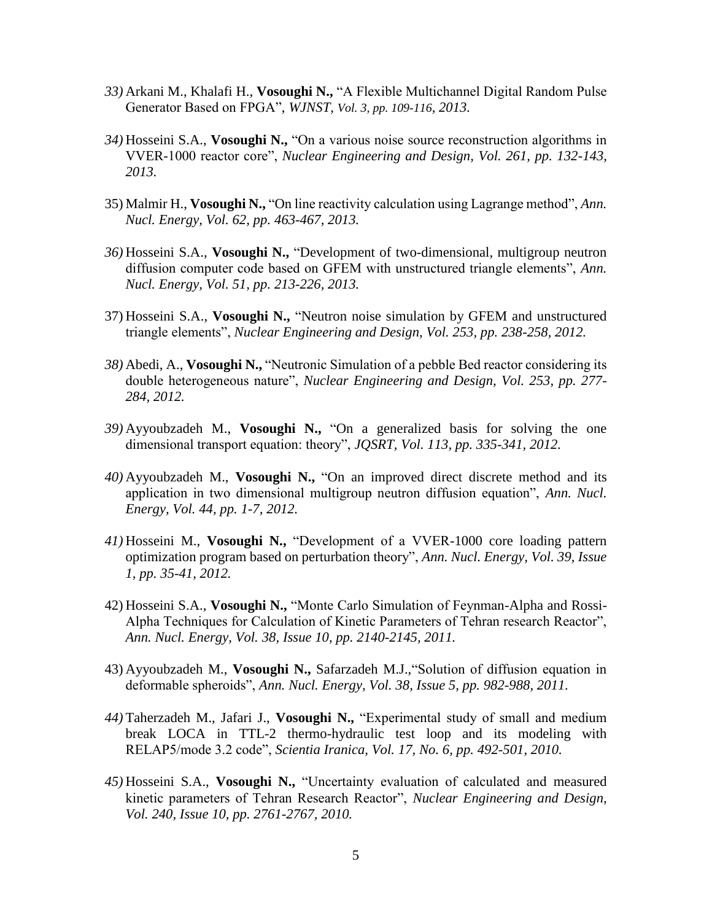*33)* Arkani M., Khalafi H., **Vosoughi N.,** "A Flexible Multichannel Digital Random Pulse Generator Based on FPGA", *WJNST, Vol. 3, pp. 109-116, 2013.*

*34)* Hosseini S.A., **Vosoughi N.,** "On a various noise source reconstruction algorithms in VVER-1000 reactor core", *Nuclear Engineering and Design, Vol. 261, pp. 132-143, 2013.*

35) Malmir H., **Vosoughi N.,** "On line reactivity calculation using Lagrange method", *Ann. Nucl. Energy, Vol. 62, pp. 463-467, 2013.*

*36)* Hosseini S.A., **Vosoughi N.,** "Development of two-dimensional, multigroup neutron diffusion computer code based on GFEM with unstructured triangle elements", *Ann. Nucl. Energy, Vol. 51, pp. 213-226, 2013.*

37) Hosseini S.A., **Vosoughi N.,** "Neutron noise simulation by GFEM and unstructured triangle elements", *Nuclear Engineering and Design, Vol. 253, pp. 238-258, 2012.*

*38)* Abedi, A., **Vosoughi N.,** "Neutronic Simulation of a pebble Bed reactor considering its double heterogeneous nature", *Nuclear Engineering and Design, Vol. 253, pp. 277-284, 2012.*

*39)* Ayyoubzadeh M., **Vosoughi N.,** "On a generalized basis for solving the one dimensional transport equation: theory", *JQSRT, Vol. 113, pp. 335-341, 2012.*

*40)* Ayyoubzadeh M., **Vosoughi N.,** "On an improved direct discrete method and its application in two dimensional multigroup neutron diffusion equation", *Ann. Nucl. Energy, Vol. 44, pp. 1-7, 2012.*

*41)* Hosseini M., **Vosoughi N.,** "Development of a VVER-1000 core loading pattern optimization program based on perturbation theory", *Ann. Nucl. Energy, Vol. 39, Issue 1, pp. 35-41, 2012.*

42) Hosseini S.A., **Vosoughi N.,** "Monte Carlo Simulation of Feynman-Alpha and Rossi-Alpha Techniques for Calculation of Kinetic Parameters of Tehran research Reactor", *Ann. Nucl. Energy, Vol. 38, Issue 10, pp. 2140-2145, 2011.*

43) Ayyoubzadeh M., **Vosoughi N.,** Safarzadeh M.J.,"Solution of diffusion equation in deformable spheroids", *Ann. Nucl. Energy, Vol. 38, Issue 5, pp. 982-988, 2011.*

*44)* Taherzadeh M., Jafari J., **Vosoughi N.,** "Experimental study of small and medium break LOCA in TTL-2 thermo-hydraulic test loop and its modeling with RELAP5/mode 3.2 code", *Scientia Iranica, Vol. 17, No. 6, pp. 492-501, 2010.*

*45)* Hosseini S.A., **Vosoughi N.,** "Uncertainty evaluation of calculated and measured kinetic parameters of Tehran Research Reactor", *Nuclear Engineering and Design, Vol. 240, Issue 10, pp. 2761-2767, 2010.*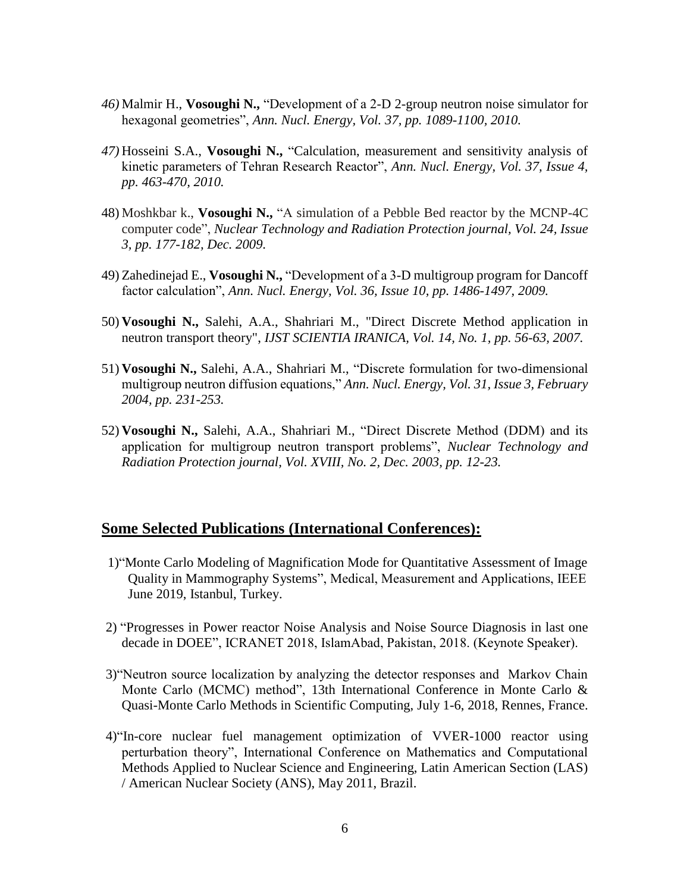46) Malmir H., **Vosoughi N.,** "Development of a 2-D 2-group neutron noise simulator for hexagonal geometries", *Ann. Nucl. Energy, Vol. 37, pp. 1089-1100, 2010.*

47) Hosseini S.A., **Vosoughi N.,** "Calculation, measurement and sensitivity analysis of kinetic parameters of Tehran Research Reactor", *Ann. Nucl. Energy, Vol. 37, Issue 4, pp. 463-470, 2010.*

48) Moshkbar k., **Vosoughi N.,** "A simulation of a Pebble Bed reactor by the MCNP-4C computer code", *Nuclear Technology and Radiation Protection journal, Vol. 24, Issue 3, pp. 177-182, Dec. 2009.*

49) Zahedinejad E., **Vosoughi N.,** "Development of a 3-D multigroup program for Dancoff factor calculation", *Ann. Nucl. Energy, Vol. 36, Issue 10, pp. 1486-1497, 2009.*

50) **Vosoughi N.,** Salehi, A.A., Shahriari M., "Direct Discrete Method application in neutron transport theory", *IJST SCIENTIA IRANICA, Vol. 14, No. 1, pp. 56-63, 2007.*

51) **Vosoughi N.,** Salehi, A.A., Shahriari M., "Discrete formulation for two-dimensional multigroup neutron diffusion equations," *Ann. Nucl. Energy, Vol. 31, Issue 3, February 2004, pp. 231-253.*

52) **Vosoughi N.,** Salehi, A.A., Shahriari M., "Direct Discrete Method (DDM) and its application for multigroup neutron transport problems", *Nuclear Technology and Radiation Protection journal, Vol. XVIII, No. 2, Dec. 2003, pp. 12-23.*

## Some Selected Publications (International Conferences):

1) "Monte Carlo Modeling of Magnification Mode for Quantitative Assessment of Image Quality in Mammography Systems", Medical, Measurement and Applications, IEEE June 2019, Istanbul, Turkey.

2) "Progresses in Power reactor Noise Analysis and Noise Source Diagnosis in last one decade in DOEE", ICRANET 2018, IslamAbad, Pakistan, 2018. (Keynote Speaker).

3) "Neutron source localization by analyzing the detector responses and Markov Chain Monte Carlo (MCMC) method", 13th International Conference in Monte Carlo & Quasi-Monte Carlo Methods in Scientific Computing, July 1-6, 2018, Rennes, France.

4) "In-core nuclear fuel management optimization of VVER-1000 reactor using perturbation theory", International Conference on Mathematics and Computational Methods Applied to Nuclear Science and Engineering, Latin American Section (LAS) / American Nuclear Society (ANS), May 2011, Brazil.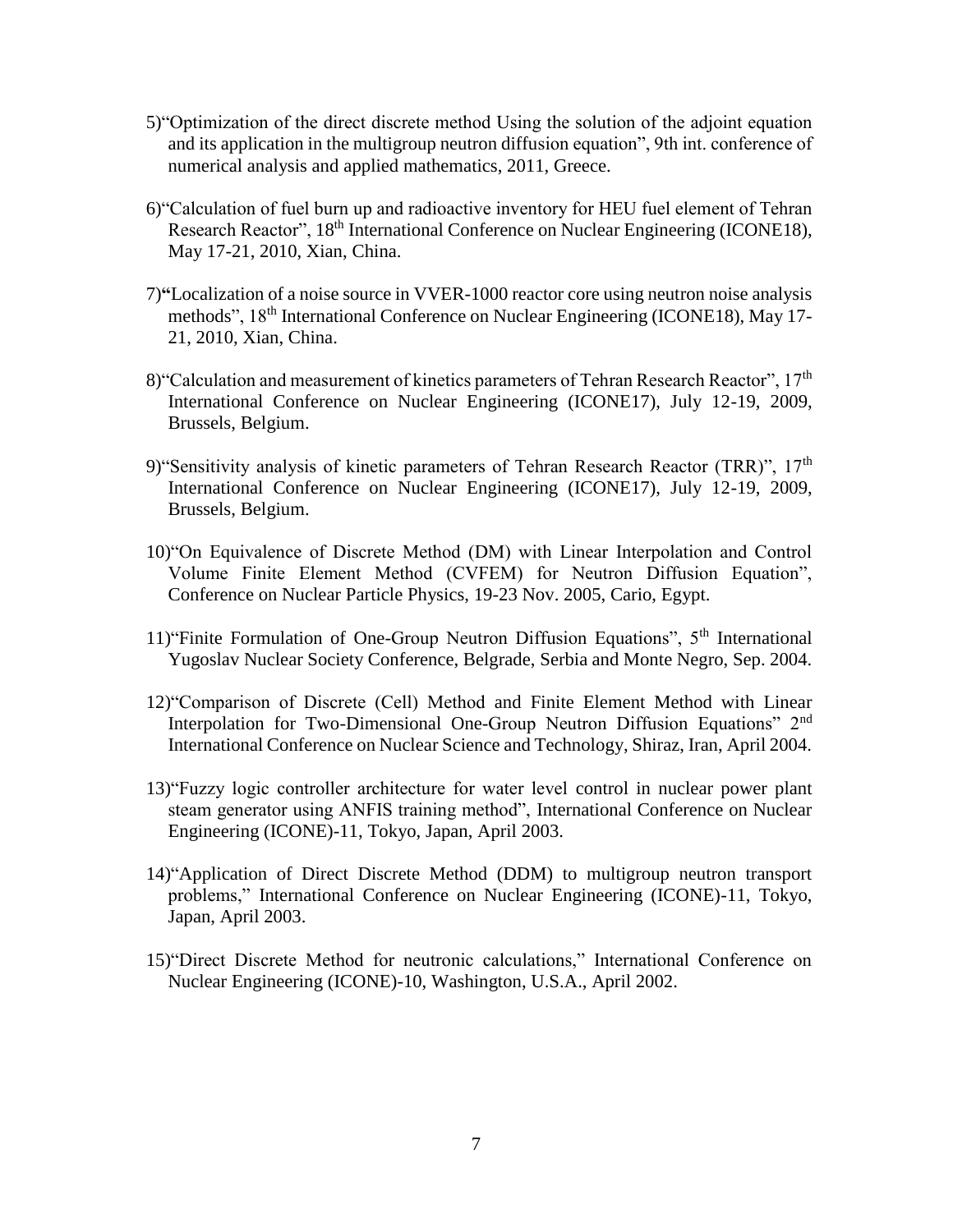5) "Optimization of the direct discrete method Using the solution of the adjoint equation and its application in the multigroup neutron diffusion equation", 9th int. conference of numerical analysis and applied mathematics, 2011, Greece.

6) "Calculation of fuel burn up and radioactive inventory for HEU fuel element of Tehran Research Reactor", 18th International Conference on Nuclear Engineering (ICONE18), May 17-21, 2010, Xian, China.

7) **"**Localization of a noise source in VVER-1000 reactor core using neutron noise analysis methods", 18th International Conference on Nuclear Engineering (ICONE18), May 17-21, 2010, Xian, China.

8) "Calculation and measurement of kinetics parameters of Tehran Research Reactor", 17th International Conference on Nuclear Engineering (ICONE17), July 12-19, 2009, Brussels, Belgium.

9) "Sensitivity analysis of kinetic parameters of Tehran Research Reactor (TRR)", 17th International Conference on Nuclear Engineering (ICONE17), July 12-19, 2009, Brussels, Belgium.

10) "On Equivalence of Discrete Method (DM) with Linear Interpolation and Control Volume Finite Element Method (CVFEM) for Neutron Diffusion Equation", Conference on Nuclear Particle Physics, 19-23 Nov. 2005, Cario, Egypt.

11) "Finite Formulation of One-Group Neutron Diffusion Equations", 5th International Yugoslav Nuclear Society Conference, Belgrade, Serbia and Monte Negro, Sep. 2004.

12) "Comparison of Discrete (Cell) Method and Finite Element Method with Linear Interpolation for Two-Dimensional One-Group Neutron Diffusion Equations" 2nd International Conference on Nuclear Science and Technology, Shiraz, Iran, April 2004.

13) "Fuzzy logic controller architecture for water level control in nuclear power plant steam generator using ANFIS training method", International Conference on Nuclear Engineering (ICONE)-11, Tokyo, Japan, April 2003.

14) "Application of Direct Discrete Method (DDM) to multigroup neutron transport problems," International Conference on Nuclear Engineering (ICONE)-11, Tokyo, Japan, April 2003.

15) "Direct Discrete Method for neutronic calculations," International Conference on Nuclear Engineering (ICONE)-10, Washington, U.S.A., April 2002.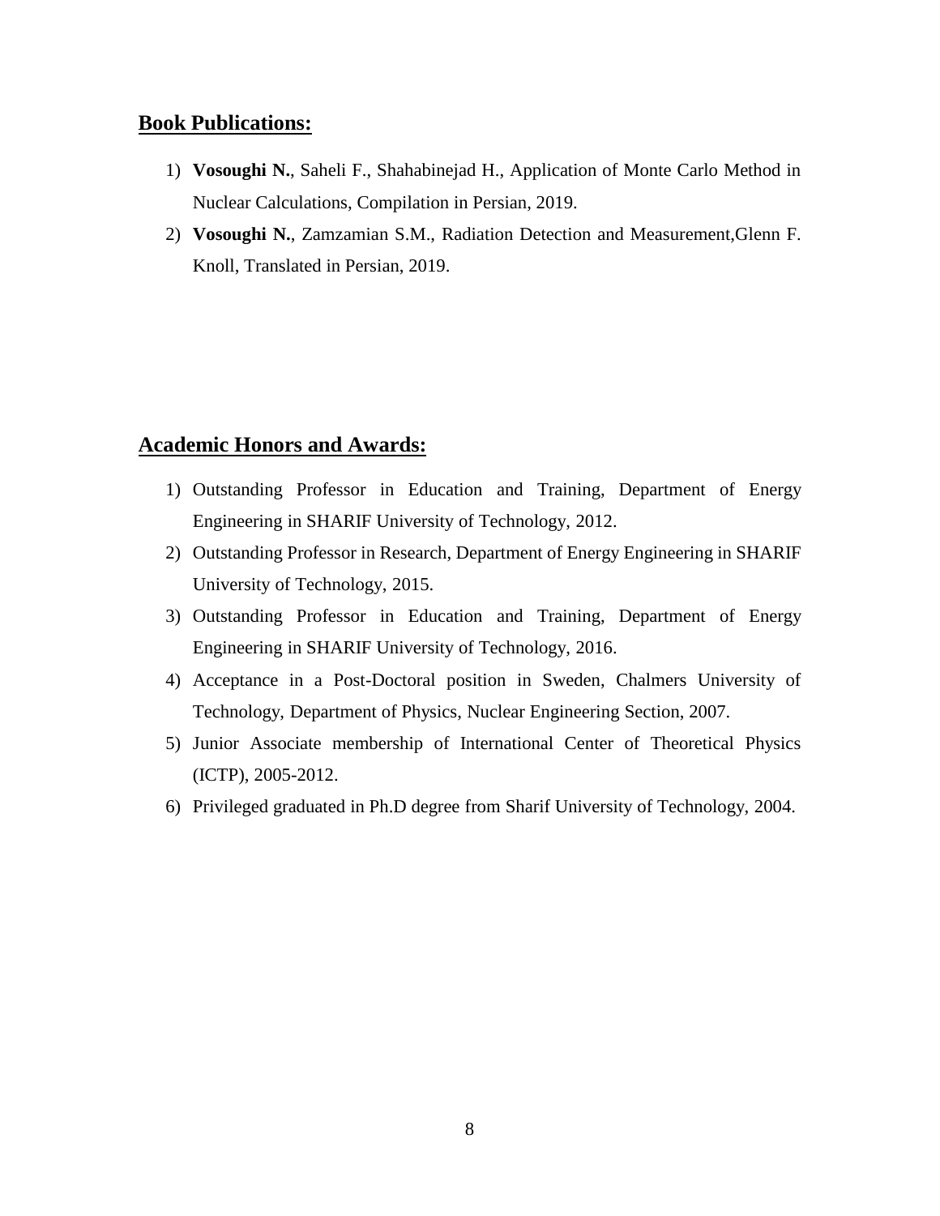## Book Publications:

1) **Vosoughi N.**, Saheli F., Shahabinejad H., Application of Monte Carlo Method in Nuclear Calculations, Compilation in Persian, 2019.
2) **Vosoughi N.**, Zamzamian S.M., Radiation Detection and Measurement,Glenn F. Knoll, Translated in Persian, 2019.

## Academic Honors and Awards:

1) Outstanding Professor in Education and Training, Department of Energy Engineering in SHARIF University of Technology, 2012.
2) Outstanding Professor in Research, Department of Energy Engineering in SHARIF University of Technology, 2015.
3) Outstanding Professor in Education and Training, Department of Energy Engineering in SHARIF University of Technology, 2016.
4) Acceptance in a Post-Doctoral position in Sweden, Chalmers University of Technology, Department of Physics, Nuclear Engineering Section, 2007.
5) Junior Associate membership of International Center of Theoretical Physics (ICTP), 2005-2012.
6) Privileged graduated in Ph.D degree from Sharif University of Technology, 2004.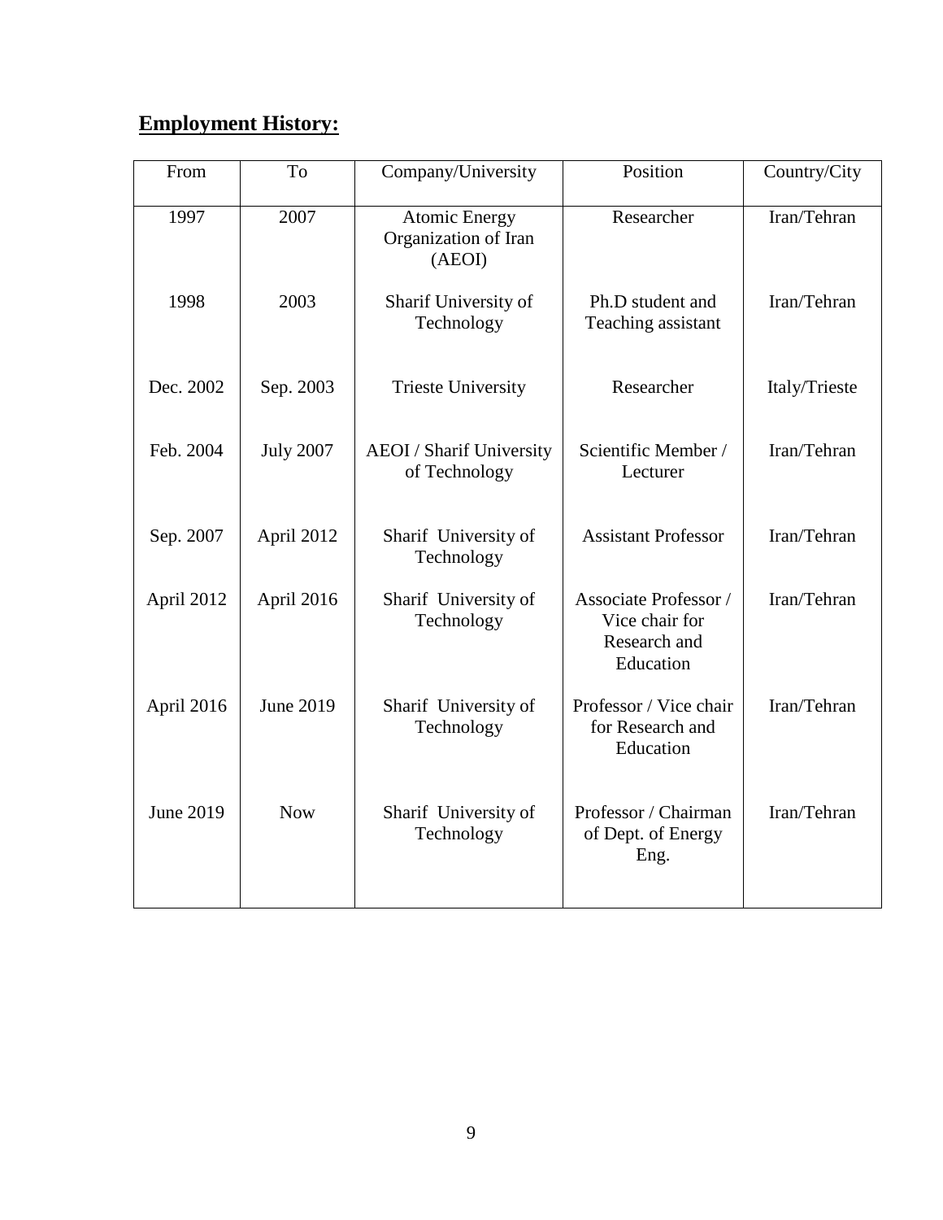## **Employment History:**

| From | To | Company/University | Position | Country/City |
|---|---|---|---|---|
| 1997 | 2007 | Atomic Energy Organization of Iran (AEOI) | Researcher | Iran/Tehran |
| 1998 | 2003 | Sharif University of Technology | Ph.D student and Teaching assistant | Iran/Tehran |
| Dec. 2002 | Sep. 2003 | Trieste University | Researcher | Italy/Trieste |
| Feb. 2004 | July 2007 | AEOI / Sharif University of Technology | Scientific Member / Lecturer | Iran/Tehran |
| Sep. 2007 | April 2012 | Sharif University of Technology | Assistant Professor | Iran/Tehran |
| April 2012 | April 2016 | Sharif University of Technology | Associate Professor / Vice chair for Research and Education | Iran/Tehran |
| April 2016 | June 2019 | Sharif University of Technology | Professor / Vice chair for Research and Education | Iran/Tehran |
| June 2019 | Now | Sharif University of Technology | Professor / Chairman of Dept. of Energy Eng. | Iran/Tehran |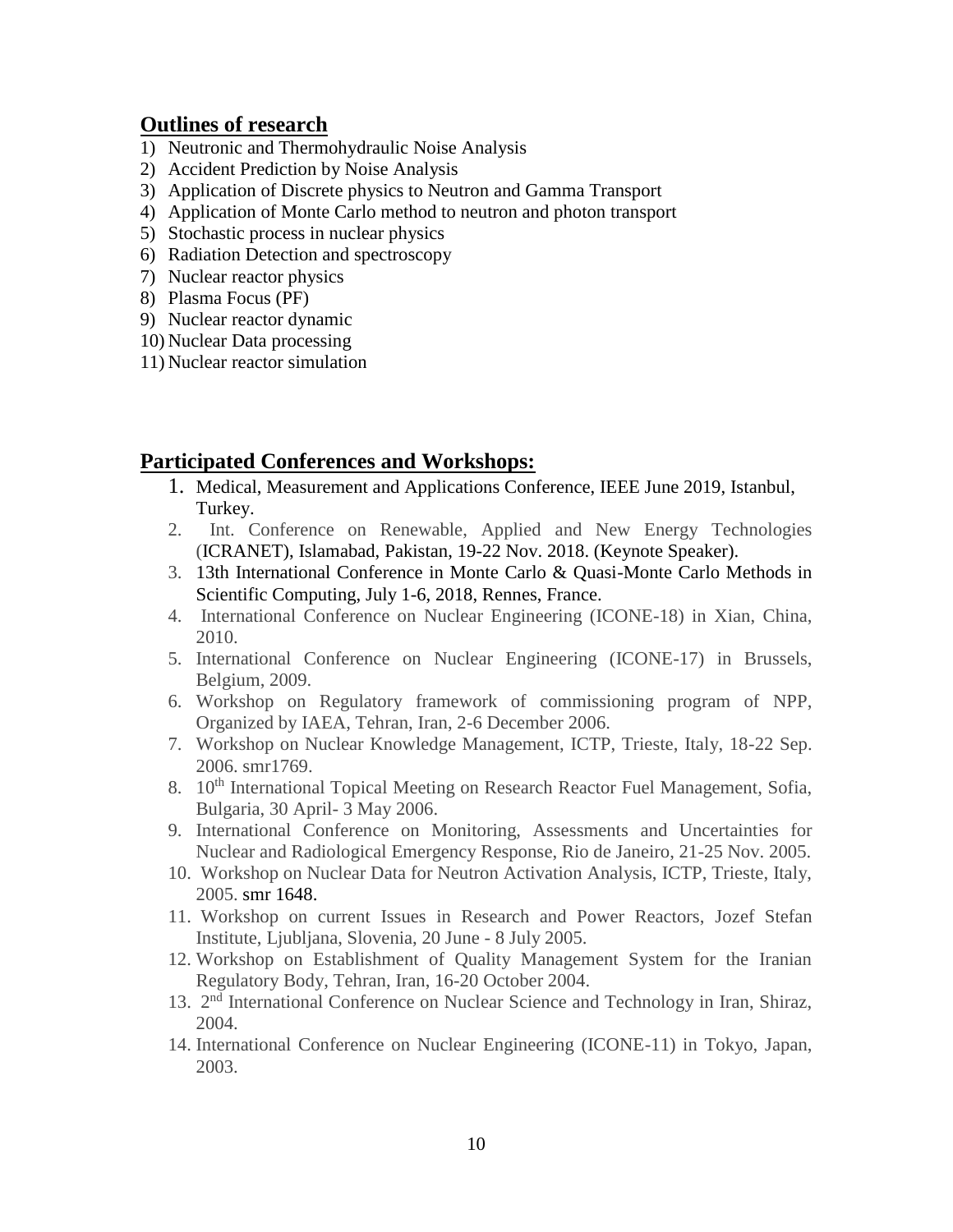## Outlines of research

1) Neutronic and Thermohydraulic Noise Analysis
2) Accident Prediction by Noise Analysis
3) Application of Discrete physics to Neutron and Gamma Transport
4) Application of Monte Carlo method to neutron and photon transport
5) Stochastic process in nuclear physics
6) Radiation Detection and spectroscopy
7) Nuclear reactor physics
8) Plasma Focus (PF)
9) Nuclear reactor dynamic
10) Nuclear Data processing
11) Nuclear reactor simulation

## Participated Conferences and Workshops:

1. Medical, Measurement and Applications Conference, IEEE June 2019, Istanbul, Turkey.
2. Int. Conference on Renewable, Applied and New Energy Technologies (ICRANET), Islamabad, Pakistan, 19-22 Nov. 2018. (Keynote Speaker).
3. 13th International Conference in Monte Carlo & Quasi-Monte Carlo Methods in Scientific Computing, July 1-6, 2018, Rennes, France.
4. International Conference on Nuclear Engineering (ICONE-18) in Xian, China, 2010.
5. International Conference on Nuclear Engineering (ICONE-17) in Brussels, Belgium, 2009.
6. Workshop on Regulatory framework of commissioning program of NPP, Organized by IAEA, Tehran, Iran, 2-6 December 2006.
7. Workshop on Nuclear Knowledge Management, ICTP, Trieste, Italy, 18-22 Sep. 2006. smr1769.
8. 10th International Topical Meeting on Research Reactor Fuel Management, Sofia, Bulgaria, 30 April- 3 May 2006.
9. International Conference on Monitoring, Assessments and Uncertainties for Nuclear and Radiological Emergency Response, Rio de Janeiro, 21-25 Nov. 2005.
10. Workshop on Nuclear Data for Neutron Activation Analysis, ICTP, Trieste, Italy, 2005. smr 1648.
11. Workshop on current Issues in Research and Power Reactors, Jozef Stefan Institute, Ljubljana, Slovenia, 20 June - 8 July 2005.
12. Workshop on Establishment of Quality Management System for the Iranian Regulatory Body, Tehran, Iran, 16-20 October 2004.
13. 2nd International Conference on Nuclear Science and Technology in Iran, Shiraz, 2004.
14. International Conference on Nuclear Engineering (ICONE-11) in Tokyo, Japan, 2003.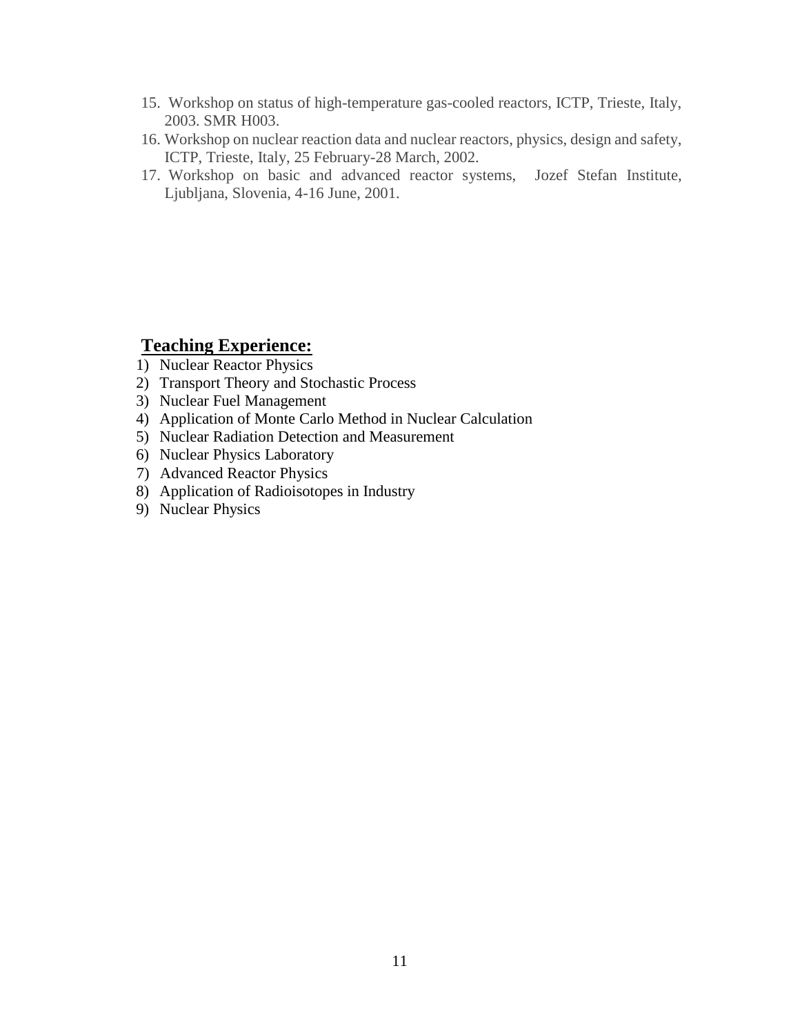15. Workshop on status of high-temperature gas-cooled reactors, ICTP, Trieste, Italy, 2003. SMR H003.
16. Workshop on nuclear reaction data and nuclear reactors, physics, design and safety, ICTP, Trieste, Italy, 25 February-28 March, 2002.
17. Workshop on basic and advanced reactor systems, Jozef Stefan Institute, Ljubljana, Slovenia, 4-16 June, 2001.

## Teaching Experience:

1) Nuclear Reactor Physics
2) Transport Theory and Stochastic Process
3) Nuclear Fuel Management
4) Application of Monte Carlo Method in Nuclear Calculation
5) Nuclear Radiation Detection and Measurement
6) Nuclear Physics Laboratory
7) Advanced Reactor Physics
8) Application of Radioisotopes in Industry
9) Nuclear Physics